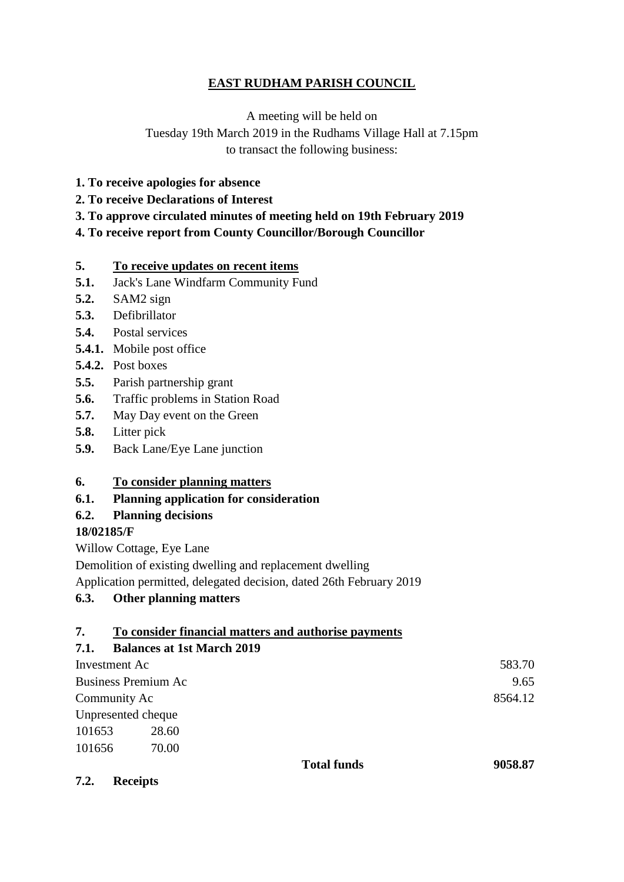# EAST RUDHAM PARISH COUNCIL

A meeting will be held on
Tuesday 19th March 2019 in the Rudhams Village Hall at 7.15pm
to transact the following business:

**1. To receive apologies for absence**

**2. To receive Declarations of Interest**

**3. To approve circulated minutes of meeting held on 19th February 2019**

**4. To receive report from County Councillor/Borough Councillor**

## 5. To receive updates on recent items

**5.1.** Jack's Lane Windfarm Community Fund

**5.2.** SAM2 sign

**5.3.** Defibrillator

**5.4.** Postal services

**5.4.1.** Mobile post office

**5.4.2.** Post boxes

**5.5.** Parish partnership grant

**5.6.** Traffic problems in Station Road

**5.7.** May Day event on the Green

**5.8.** Litter pick

**5.9.** Back Lane/Eye Lane junction

## 6. To consider planning matters

**6.1. Planning application for consideration**

**6.2. Planning decisions**

**18/02185/F**

Willow Cottage, Eye Lane

Demolition of existing dwelling and replacement dwelling

Application permitted, delegated decision, dated 26th February 2019

**6.3. Other planning matters**

## 7. To consider financial matters and authorise payments

**7.1. Balances at 1st March 2019**

| | | | |
|---|---|---|---|
| Investment Ac | | | 583.70 |
| Business Premium Ac | | | 9.65 |
| Community Ac | | | 8564.12 |
| Unpresented cheque | | | |
| 101653 | 28.60 | | |
| 101656 | 70.00 | | |
| | | **Total funds** | **9058.87** |

**7.2. Receipts**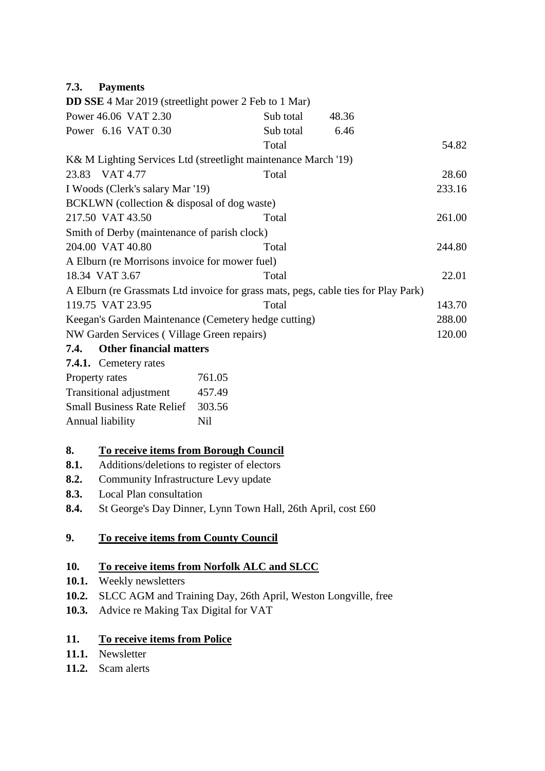### 7.3. Payments

| | | | |
|---|---|---|---|
| **DD SSE** 4 Mar 2019 (streetlight power 2 Feb to 1 Mar) | | | |
| Power 46.06 VAT 2.30 | Sub total | 48.36 | |
| Power 6.16 VAT 0.30 | Sub total | 6.46 | |
| | Total | | 54.82 |
| K& M Lighting Services Ltd (streetlight maintenance March '19) | | | |
| 23.83 VAT 4.77 | Total | | 28.60 |
| I Woods (Clerk's salary Mar '19) | | | 233.16 |
| BCKLWN (collection & disposal of dog waste) | | | |
| 217.50 VAT 43.50 | Total | | 261.00 |
| Smith of Derby (maintenance of parish clock) | | | |
| 204.00 VAT 40.80 | Total | | 244.80 |
| A Elburn (re Morrisons invoice for mower fuel) | | | |
| 18.34 VAT 3.67 | Total | | 22.01 |
| A Elburn (re Grassmats Ltd invoice for grass mats, pegs, cable ties for Play Park) | | | |
| 119.75 VAT 23.95 | Total | | 143.70 |
| Keegan's Garden Maintenance (Cemetery hedge cutting) | | | 288.00 |
| NW Garden Services ( Village Green repairs) | | | 120.00 |

### 7.4. Other financial matters

**7.4.1.** Cemetery rates

| | |
|---|---|
| Property rates | 761.05 |
| Transitional adjustment | 457.49 |
| Small Business Rate Relief | 303.56 |
| Annual liability | Nil |

## 8. To receive items from Borough Council

**8.1.** Additions/deletions to register of electors

**8.2.** Community Infrastructure Levy update

**8.3.** Local Plan consultation

**8.4.** St George's Day Dinner, Lynn Town Hall, 26th April, cost £60

## 9. To receive items from County Council

## 10. To receive items from Norfolk ALC and SLCC

**10.1.** Weekly newsletters

**10.2.** SLCC AGM and Training Day, 26th April, Weston Longville, free

**10.3.** Advice re Making Tax Digital for VAT

## 11. To receive items from Police

**11.1.** Newsletter

**11.2.** Scam alerts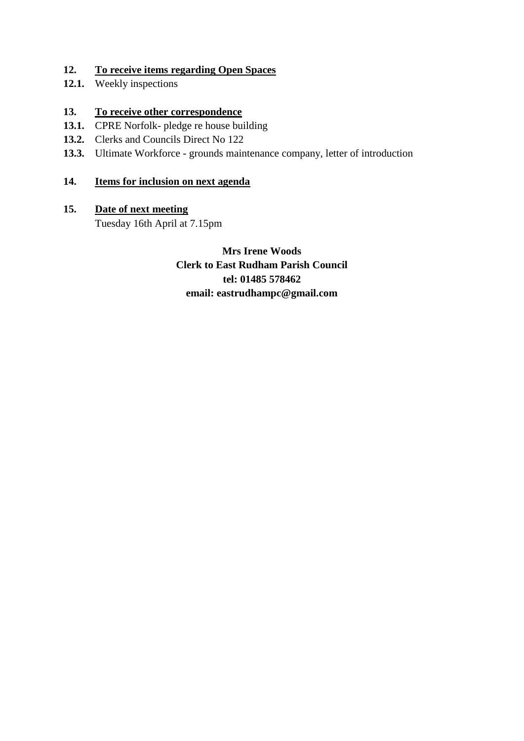**12. To receive items regarding Open Spaces**

**12.1.** Weekly inspections

**13. To receive other correspondence**

**13.1.** CPRE Norfolk- pledge re house building

**13.2.** Clerks and Councils Direct No 122

**13.3.** Ultimate Workforce - grounds maintenance company, letter of introduction

**14. Items for inclusion on next agenda**

**15. Date of next meeting**

Tuesday 16th April at 7.15pm

**Mrs Irene Woods**
**Clerk to East Rudham Parish Council**
**tel: 01485 578462**
**email: eastrudhampc@gmail.com**